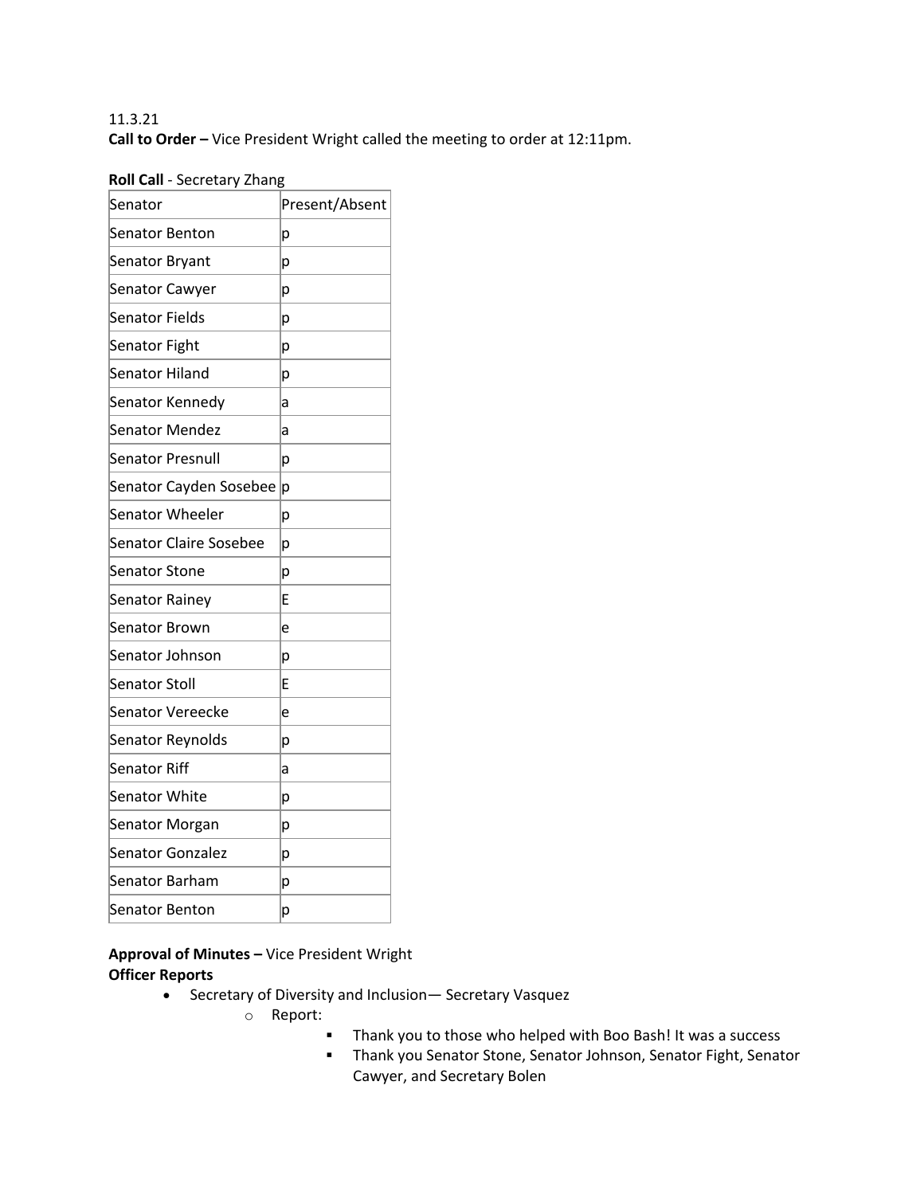11.3.21

**Call to Order –** Vice President Wright called the meeting to order at 12:11pm.

**Roll Call** - Secretary Zhang

| Senator | Present/Absent |
|---|---|
| Senator Benton | p |
| Senator Bryant | p |
| Senator Cawyer | p |
| Senator Fields | p |
| Senator Fight | p |
| Senator Hiland | p |
| Senator Kennedy | a |
| Senator Mendez | a |
| Senator Presnull | p |
| Senator Cayden Sosebee | p |
| Senator Wheeler | p |
| Senator Claire Sosebee | p |
| Senator Stone | p |
| Senator Rainey | E |
| Senator Brown | e |
| Senator Johnson | p |
| Senator Stoll | E |
| Senator Vereecke | e |
| Senator Reynolds | p |
| Senator Riff | a |
| Senator White | p |
| Senator Morgan | p |
| Senator Gonzalez | p |
| Senator Barham | p |
| Senator Benton | p |

**Approval of Minutes –** Vice President Wright

**Officer Reports**

- Secretary of Diversity and Inclusion— Secretary Vasquez
    - Report:
        - Thank you to those who helped with Boo Bash! It was a success
        - Thank you Senator Stone, Senator Johnson, Senator Fight, Senator Cawyer, and Secretary Bolen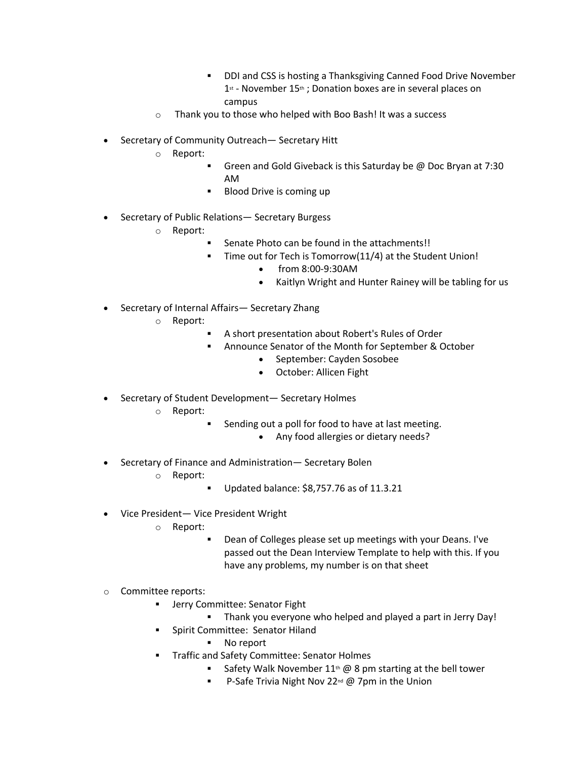- DDI and CSS is hosting a Thanksgiving Canned Food Drive November 1st - November 15th ; Donation boxes are in several places on campus
    - Thank you to those who helped with Boo Bash! It was a success

- Secretary of Community Outreach— Secretary Hitt
    - Report:
        - Green and Gold Giveback is this Saturday be @ Doc Bryan at 7:30 AM
        - Blood Drive is coming up

- Secretary of Public Relations— Secretary Burgess
    - Report:
        - Senate Photo can be found in the attachments!!
        - Time out for Tech is Tomorrow(11/4) at the Student Union!
            - from 8:00-9:30AM
            - Kaitlyn Wright and Hunter Rainey will be tabling for us

- Secretary of Internal Affairs— Secretary Zhang
    - Report:
        - A short presentation about Robert's Rules of Order
        - Announce Senator of the Month for September & October
            - September: Cayden Sosobee
            - October: Allicen Fight

- Secretary of Student Development— Secretary Holmes
    - Report:
        - Sending out a poll for food to have at last meeting.
            - Any food allergies or dietary needs?

- Secretary of Finance and Administration— Secretary Bolen
    - Report:
        - Updated balance: $8,757.76 as of 11.3.21

- Vice President— Vice President Wright
    - Report:
        - Dean of Colleges please set up meetings with your Deans. I've passed out the Dean Interview Template to help with this. If you have any problems, my number is on that sheet

- Committee reports:
    - Jerry Committee: Senator Fight
        - Thank you everyone who helped and played a part in Jerry Day!
    - Spirit Committee: Senator Hiland
        - No report
    - Traffic and Safety Committee: Senator Holmes
        - Safety Walk November 11th @ 8 pm starting at the bell tower
        - P-Safe Trivia Night Nov 22nd @ 7pm in the Union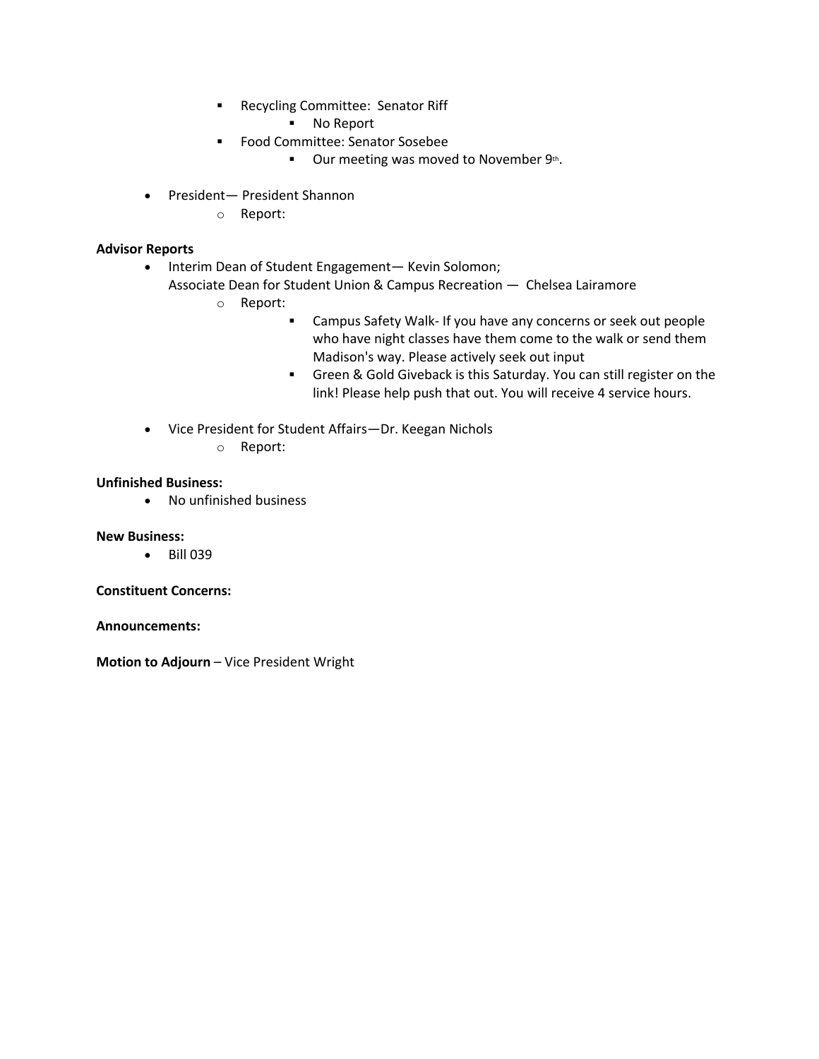- Recycling Committee: Senator Riff
  - No Report
- Food Committee: Senator Sosebee
  - Our meeting was moved to November 9th.

- President— President Shannon
  - Report:

**Advisor Reports**

- Interim Dean of Student Engagement— Kevin Solomon;
  Associate Dean for Student Union & Campus Recreation — Chelsea Lairamore
  - Report:
    - Campus Safety Walk- If you have any concerns or seek out people who have night classes have them come to the walk or send them Madison's way. Please actively seek out input
    - Green & Gold Giveback is this Saturday. You can still register on the link! Please help push that out. You will receive 4 service hours.

- Vice President for Student Affairs—Dr. Keegan Nichols
  - Report:

**Unfinished Business:**

- No unfinished business

**New Business:**

- Bill 039

**Constituent Concerns:**

**Announcements:**

**Motion to Adjourn** – Vice President Wright